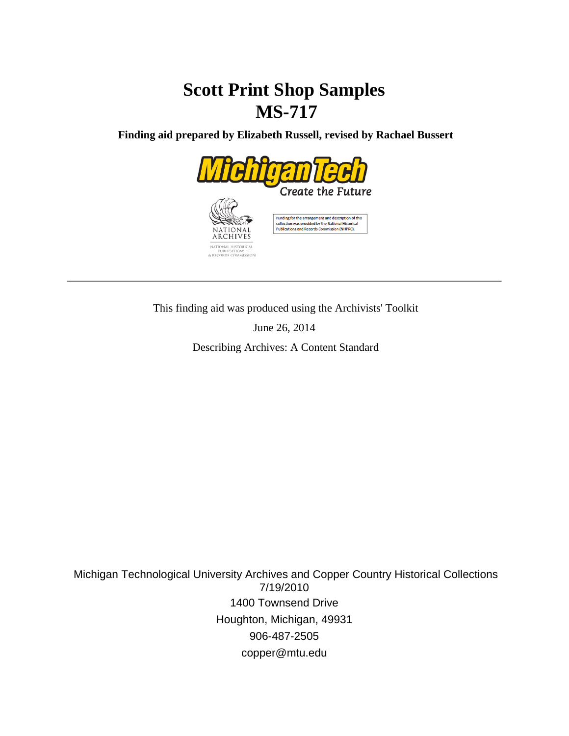# Scott Print Shop Samples
# MS-717

**Finding aid prepared by Elizabeth Russell, revised by Rachael Bussert**

Funding for the arrangement and description of this collection was provided by the National Historical Publications and Records Commission (NHPRC).

---

This finding aid was produced using the Archivists' Toolkit

June 26, 2014

Describing Archives: A Content Standard

Michigan Technological University Archives and Copper Country Historical Collections
7/19/2010
1400 Townsend Drive
Houghton, Michigan, 49931
906-487-2505
copper@mtu.edu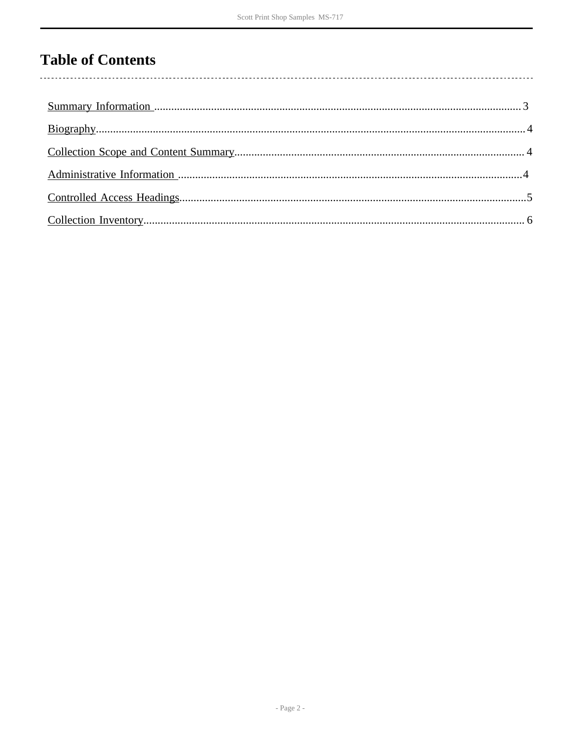# Table of Contents

Summary Information .......... 3

Biography .......... 4

Collection Scope and Content Summary .......... 4

Administrative Information .......... 4

Controlled Access Headings .......... 5

Collection Inventory .......... 6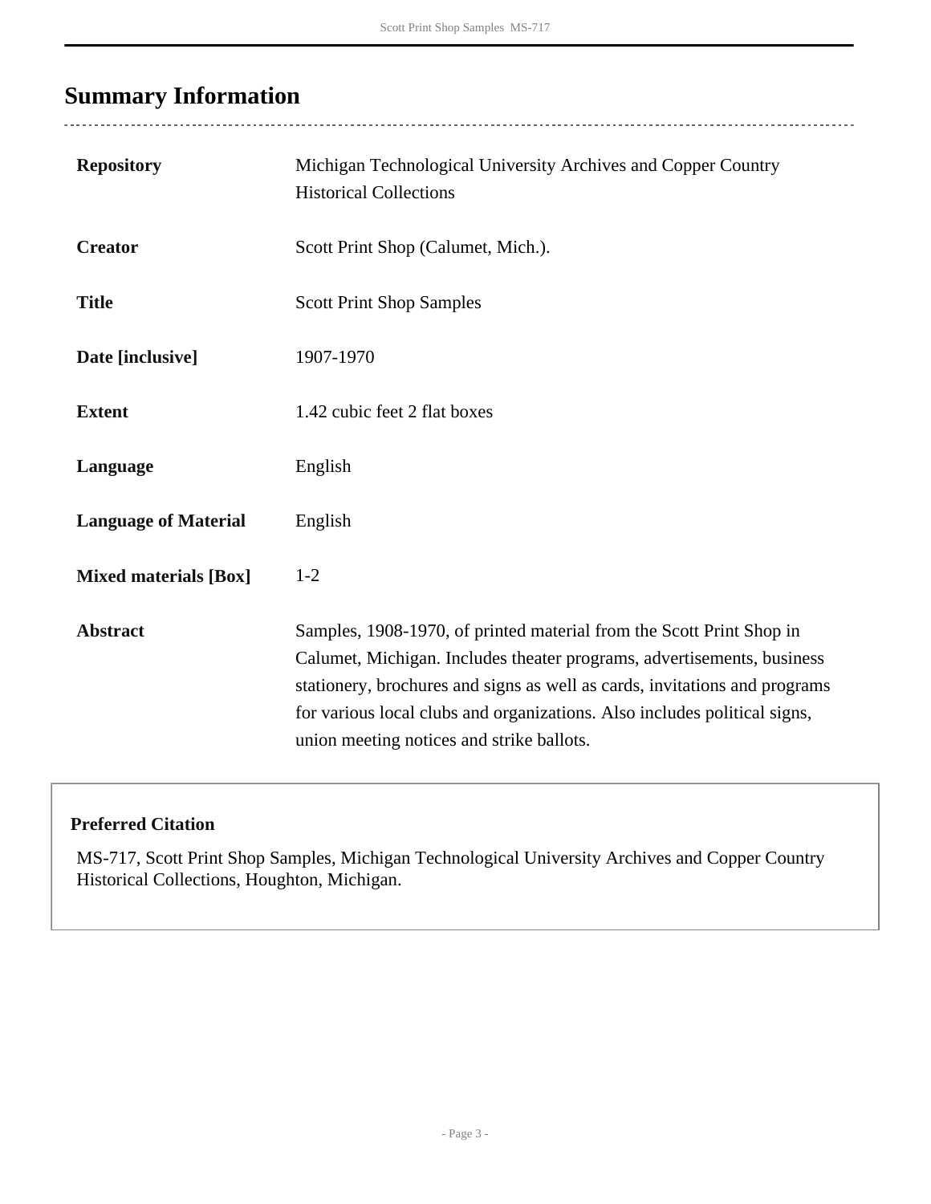## Summary Information

| | |
|---|---|
| **Repository** | Michigan Technological University Archives and Copper Country Historical Collections |
| **Creator** | Scott Print Shop (Calumet, Mich.). |
| **Title** | Scott Print Shop Samples |
| **Date [inclusive]** | 1907-1970 |
| **Extent** | 1.42 cubic feet 2 flat boxes |
| **Language** | English |
| **Language of Material** | English |
| **Mixed materials [Box]** | 1-2 |
| **Abstract** | Samples, 1908-1970, of printed material from the Scott Print Shop in Calumet, Michigan. Includes theater programs, advertisements, business stationery, brochures and signs as well as cards, invitations and programs for various local clubs and organizations. Also includes political signs, union meeting notices and strike ballots. |

**Preferred Citation**

MS-717, Scott Print Shop Samples, Michigan Technological University Archives and Copper Country Historical Collections, Houghton, Michigan.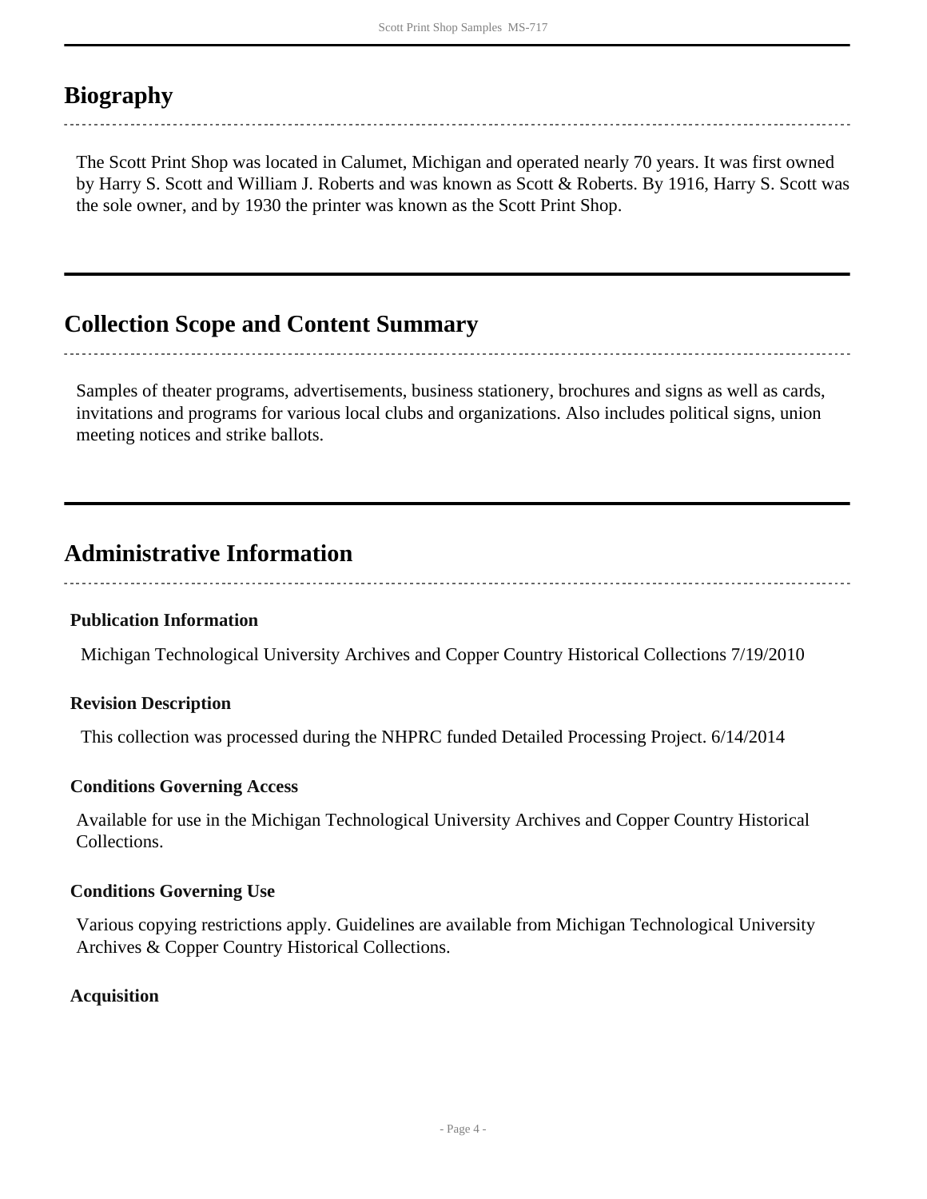## Biography

The Scott Print Shop was located in Calumet, Michigan and operated nearly 70 years. It was first owned by Harry S. Scott and William J. Roberts and was known as Scott & Roberts. By 1916, Harry S. Scott was the sole owner, and by 1930 the printer was known as the Scott Print Shop.

## Collection Scope and Content Summary

Samples of theater programs, advertisements, business stationery, brochures and signs as well as cards, invitations and programs for various local clubs and organizations. Also includes political signs, union meeting notices and strike ballots.

## Administrative Information

### Publication Information

Michigan Technological University Archives and Copper Country Historical Collections 7/19/2010

### Revision Description

This collection was processed during the NHPRC funded Detailed Processing Project. 6/14/2014

### Conditions Governing Access

Available for use in the Michigan Technological University Archives and Copper Country Historical Collections.

### Conditions Governing Use

Various copying restrictions apply. Guidelines are available from Michigan Technological University Archives & Copper Country Historical Collections.

### Acquisition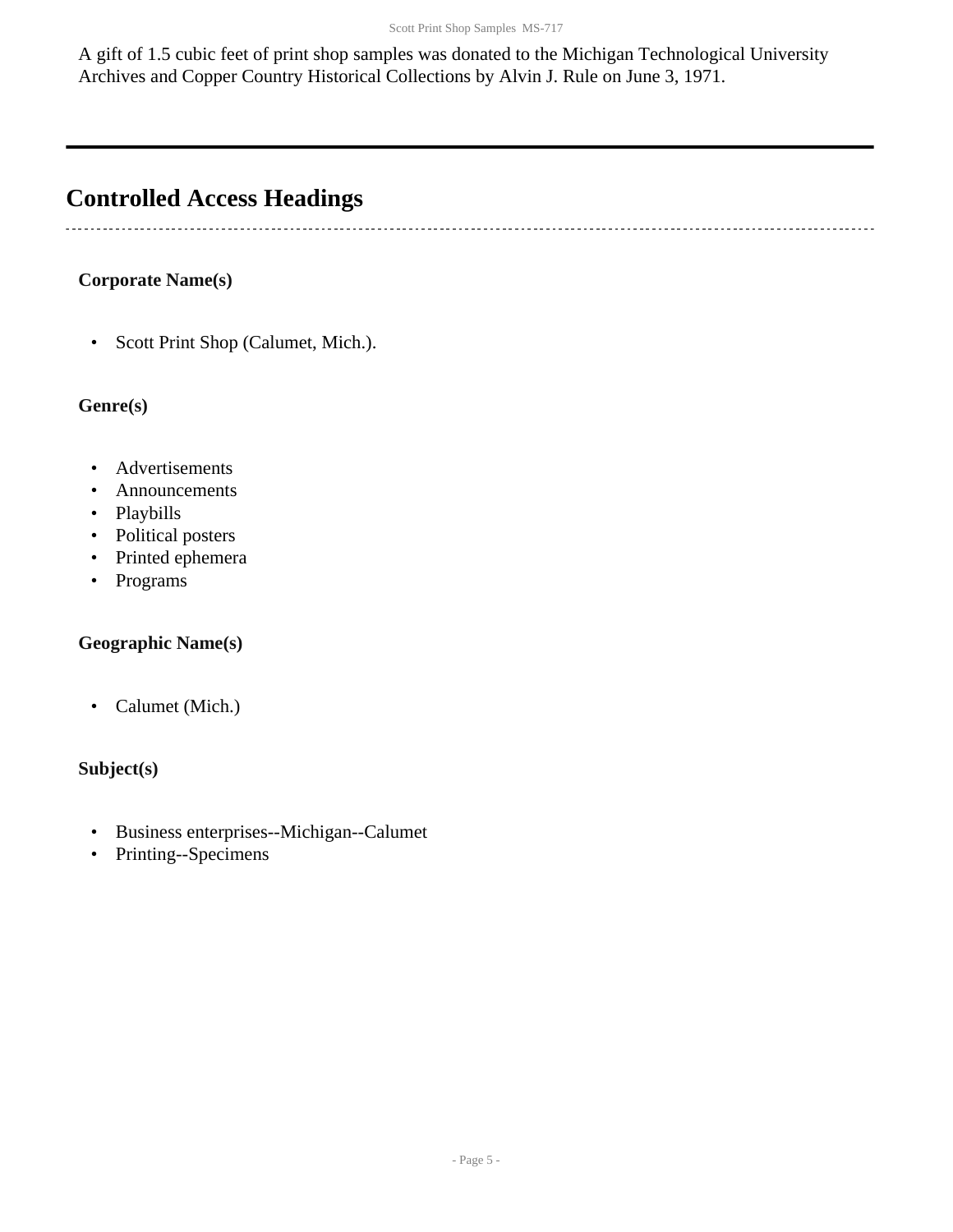A gift of 1.5 cubic feet of print shop samples was donated to the Michigan Technological University Archives and Copper Country Historical Collections by Alvin J. Rule on June 3, 1971.

---

## Controlled Access Headings

### Corporate Name(s)

- Scott Print Shop (Calumet, Mich.).

### Genre(s)

- Advertisements
- Announcements
- Playbills
- Political posters
- Printed ephemera
- Programs

### Geographic Name(s)

- Calumet (Mich.)

### Subject(s)

- Business enterprises--Michigan--Calumet
- Printing--Specimens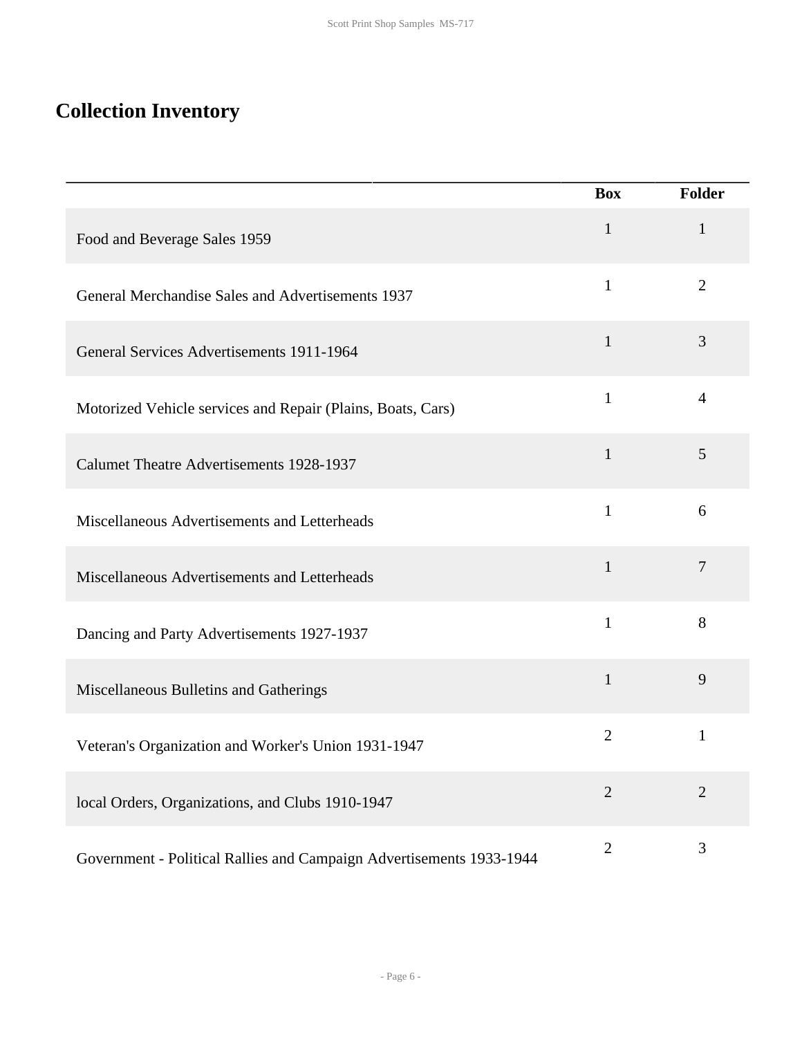## Collection Inventory

| | Box | Folder |
|---|---|---|
| Food and Beverage Sales 1959 | 1 | 1 |
| General Merchandise Sales and Advertisements 1937 | 1 | 2 |
| General Services Advertisements 1911-1964 | 1 | 3 |
| Motorized Vehicle services and Repair (Plains, Boats, Cars) | 1 | 4 |
| Calumet Theatre Advertisements 1928-1937 | 1 | 5 |
| Miscellaneous Advertisements and Letterheads | 1 | 6 |
| Miscellaneous Advertisements and Letterheads | 1 | 7 |
| Dancing and Party Advertisements 1927-1937 | 1 | 8 |
| Miscellaneous Bulletins and Gatherings | 1 | 9 |
| Veteran's Organization and Worker's Union 1931-1947 | 2 | 1 |
| local Orders, Organizations, and Clubs 1910-1947 | 2 | 2 |
| Government - Political Rallies and Campaign Advertisements 1933-1944 | 2 | 3 |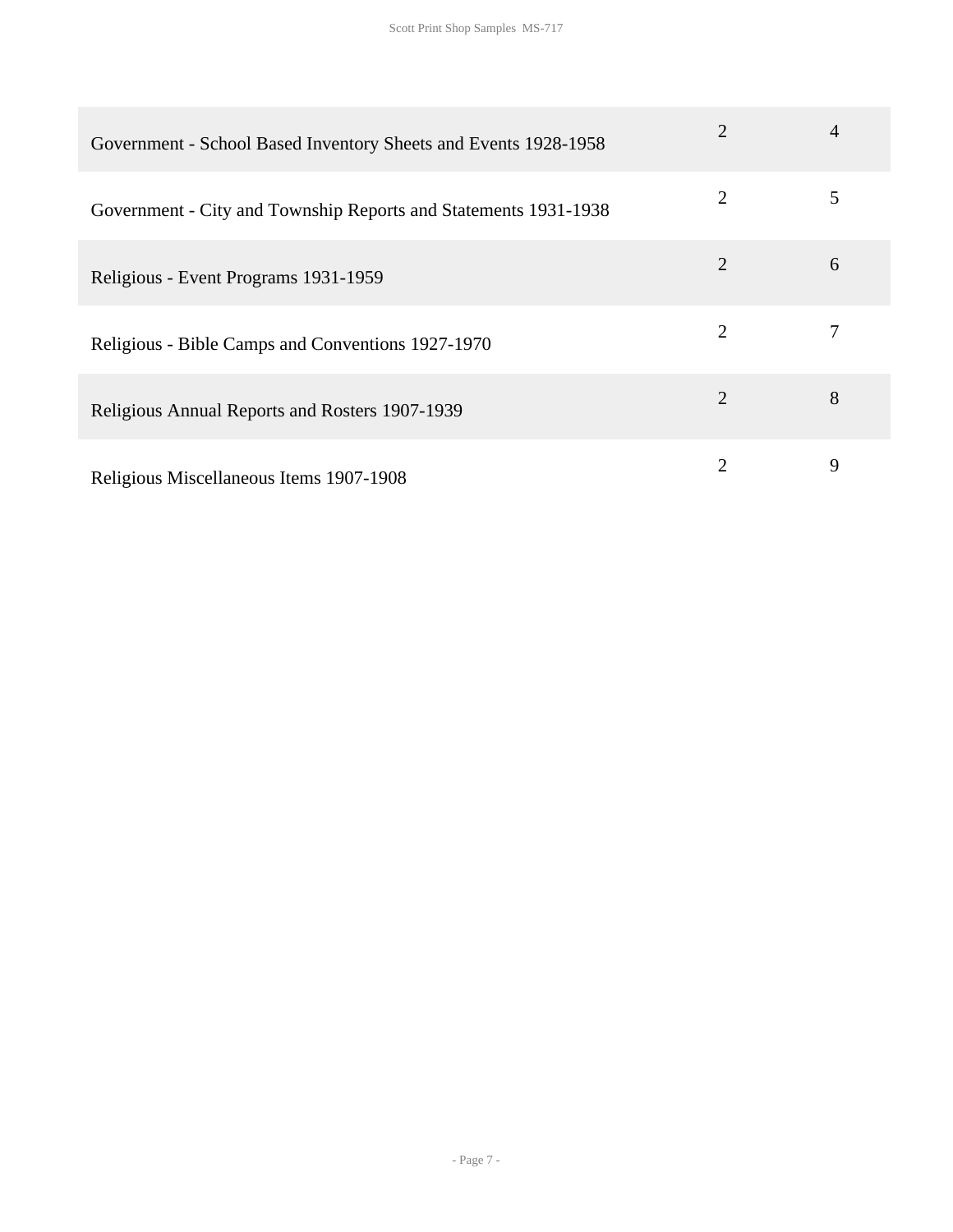| | | |
|---|---|---|
| Government - School Based Inventory Sheets and Events 1928-1958 | 2 | 4 |
| Government - City and Township Reports and Statements 1931-1938 | 2 | 5 |
| Religious - Event Programs 1931-1959 | 2 | 6 |
| Religious - Bible Camps and Conventions 1927-1970 | 2 | 7 |
| Religious Annual Reports and Rosters 1907-1939 | 2 | 8 |
| Religious Miscellaneous Items 1907-1908 | 2 | 9 |